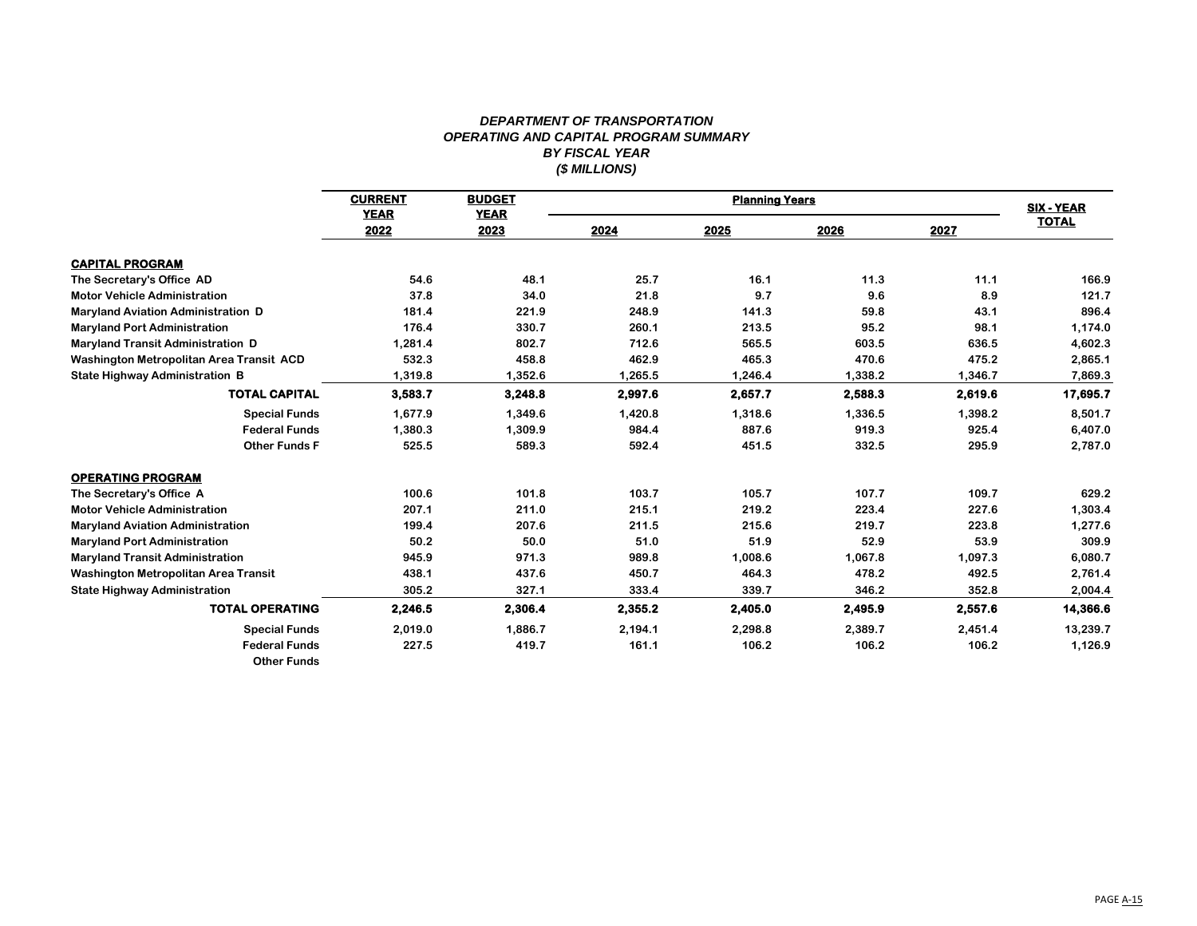***DEPARTMENT OF TRANSPORTATION***
***OPERATING AND CAPITAL PROGRAM SUMMARY***
***BY FISCAL YEAR***
***($ MILLIONS)***

| | CURRENT YEAR | BUDGET YEAR | Planning Years | | | | SIX - YEAR TOTAL |
|---|---|---|---|---|---|---|---|
| | 2022 | 2023 | 2024 | 2025 | 2026 | 2027 | |
| **CAPITAL PROGRAM** | | | | | | | |
| **The Secretary's Office AD** | 54.6 | 48.1 | 25.7 | 16.1 | 11.3 | 11.1 | 166.9 |
| **Motor Vehicle Administration** | 37.8 | 34.0 | 21.8 | 9.7 | 9.6 | 8.9 | 121.7 |
| **Maryland Aviation Administration D** | 181.4 | 221.9 | 248.9 | 141.3 | 59.8 | 43.1 | 896.4 |
| **Maryland Port Administration** | 176.4 | 330.7 | 260.1 | 213.5 | 95.2 | 98.1 | 1,174.0 |
| **Maryland Transit Administration D** | 1,281.4 | 802.7 | 712.6 | 565.5 | 603.5 | 636.5 | 4,602.3 |
| **Washington Metropolitan Area Transit ACD** | 532.3 | 458.8 | 462.9 | 465.3 | 470.6 | 475.2 | 2,865.1 |
| **State Highway Administration B** | 1,319.8 | 1,352.6 | 1,265.5 | 1,246.4 | 1,338.2 | 1,346.7 | 7,869.3 |
| **TOTAL CAPITAL** | **3,583.7** | **3,248.8** | **2,997.6** | **2,657.7** | **2,588.3** | **2,619.6** | **17,695.7** |
| **Special Funds** | 1,677.9 | 1,349.6 | 1,420.8 | 1,318.6 | 1,336.5 | 1,398.2 | 8,501.7 |
| **Federal Funds** | 1,380.3 | 1,309.9 | 984.4 | 887.6 | 919.3 | 925.4 | 6,407.0 |
| **Other Funds F** | 525.5 | 589.3 | 592.4 | 451.5 | 332.5 | 295.9 | 2,787.0 |
| **OPERATING PROGRAM** | | | | | | | |
| **The Secretary's Office A** | 100.6 | 101.8 | 103.7 | 105.7 | 107.7 | 109.7 | 629.2 |
| **Motor Vehicle Administration** | 207.1 | 211.0 | 215.1 | 219.2 | 223.4 | 227.6 | 1,303.4 |
| **Maryland Aviation Administration** | 199.4 | 207.6 | 211.5 | 215.6 | 219.7 | 223.8 | 1,277.6 |
| **Maryland Port Administration** | 50.2 | 50.0 | 51.0 | 51.9 | 52.9 | 53.9 | 309.9 |
| **Maryland Transit Administration** | 945.9 | 971.3 | 989.8 | 1,008.6 | 1,067.8 | 1,097.3 | 6,080.7 |
| **Washington Metropolitan Area Transit** | 438.1 | 437.6 | 450.7 | 464.3 | 478.2 | 492.5 | 2,761.4 |
| **State Highway Administration** | 305.2 | 327.1 | 333.4 | 339.7 | 346.2 | 352.8 | 2,004.4 |
| **TOTAL OPERATING** | **2,246.5** | **2,306.4** | **2,355.2** | **2,405.0** | **2,495.9** | **2,557.6** | **14,366.6** |
| **Special Funds** | 2,019.0 | 1,886.7 | 2,194.1 | 2,298.8 | 2,389.7 | 2,451.4 | 13,239.7 |
| **Federal Funds** | 227.5 | 419.7 | 161.1 | 106.2 | 106.2 | 106.2 | 1,126.9 |
| **Other Funds** | | | | | | | |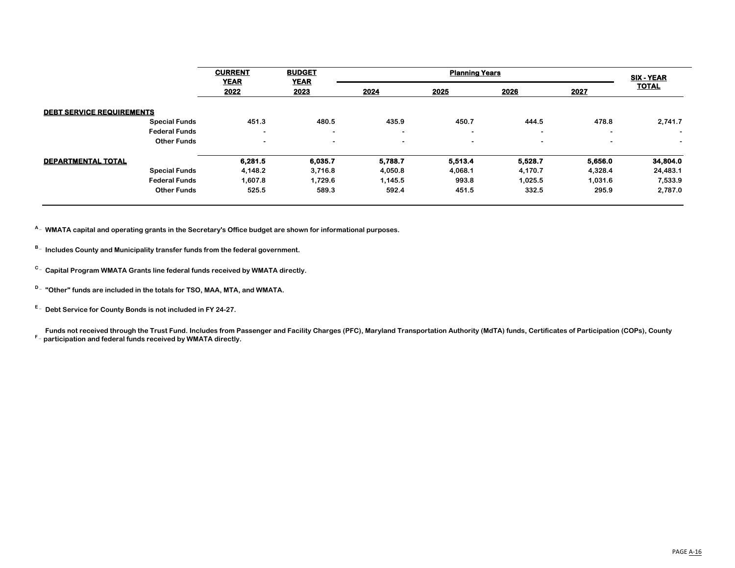| | | CURRENT YEAR 2022 | BUDGET YEAR 2023 | Planning Years 2024 | 2025 | 2026 | 2027 | SIX - YEAR TOTAL |
|---|---|---|---|---|---|---|---|---|
| **DEBT SERVICE REQUIREMENTS** | | | | | | | | |
| | Special Funds | 451.3 | 480.5 | 435.9 | 450.7 | 444.5 | 478.8 | 2,741.7 |
| | Federal Funds | - | - | - | - | - | - | - |
| | Other Funds | - | - | - | - | - | - | - |
| **DEPARTMENTAL TOTAL** | | **6,281.5** | **6,035.7** | **5,788.7** | **5,513.4** | **5,528.7** | **5,656.0** | **34,804.0** |
| | Special Funds | 4,148.2 | 3,716.8 | 4,050.8 | 4,068.1 | 4,170.7 | 4,328.4 | 24,483.1 |
| | Federal Funds | 1,607.8 | 1,729.6 | 1,145.5 | 993.8 | 1,025.5 | 1,031.6 | 7,533.9 |
| | Other Funds | 525.5 | 589.3 | 592.4 | 451.5 | 332.5 | 295.9 | 2,787.0 |

[A] WMATA capital and operating grants in the Secretary's Office budget are shown for informational purposes.

[B] Includes County and Municipality transfer funds from the federal government.

[C] Capital Program WMATA Grants line federal funds received by WMATA directly.

[D] "Other" funds are included in the totals for TSO, MAA, MTA, and WMATA.

[E] Debt Service for County Bonds is not included in FY 24-27.

[F] Funds not received through the Trust Fund. Includes from Passenger and Facility Charges (PFC), Maryland Transportation Authority (MdTA) funds, Certificates of Participation (COPs), County participation and federal funds received by WMATA directly.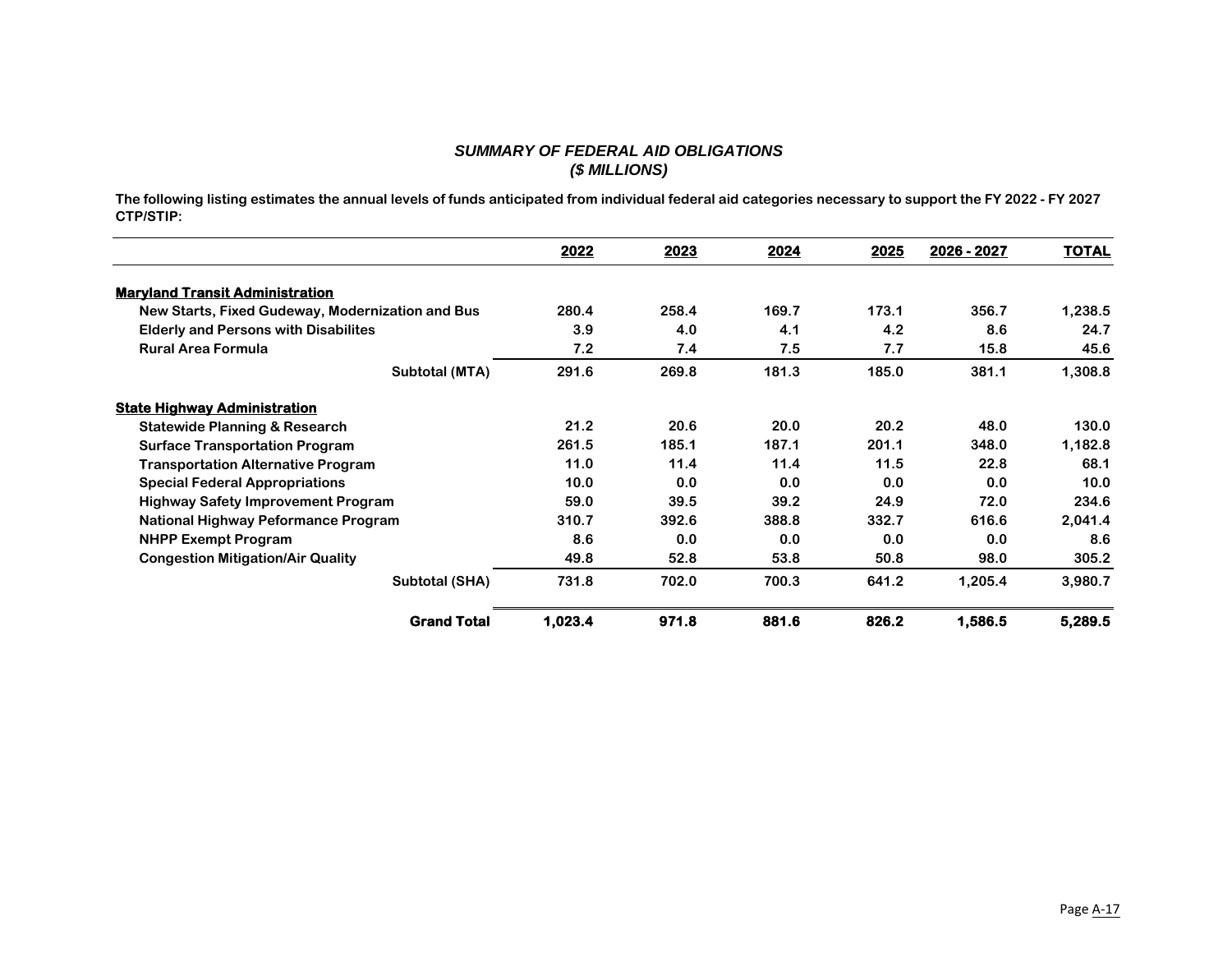## *SUMMARY OF FEDERAL AID OBLIGATIONS*
## *($ MILLIONS)*

**The following listing estimates the annual levels of funds anticipated from individual federal aid categories necessary to support the FY 2022 - FY 2027 CTP/STIP:**

| | 2022 | 2023 | 2024 | 2025 | 2026 - 2027 | TOTAL |
|---|---|---|---|---|---|---|
| **Maryland Transit Administration** | | | | | | |
| New Starts, Fixed Gudeway, Modernization and Bus | 280.4 | 258.4 | 169.7 | 173.1 | 356.7 | 1,238.5 |
| Elderly and Persons with Disabilites | 3.9 | 4.0 | 4.1 | 4.2 | 8.6 | 24.7 |
| Rural Area Formula | 7.2 | 7.4 | 7.5 | 7.7 | 15.8 | 45.6 |
| Subtotal (MTA) | 291.6 | 269.8 | 181.3 | 185.0 | 381.1 | 1,308.8 |
| **State Highway Administration** | | | | | | |
| Statewide Planning & Research | 21.2 | 20.6 | 20.0 | 20.2 | 48.0 | 130.0 |
| Surface Transportation Program | 261.5 | 185.1 | 187.1 | 201.1 | 348.0 | 1,182.8 |
| Transportation Alternative Program | 11.0 | 11.4 | 11.4 | 11.5 | 22.8 | 68.1 |
| Special Federal Appropriations | 10.0 | 0.0 | 0.0 | 0.0 | 0.0 | 10.0 |
| Highway Safety Improvement Program | 59.0 | 39.5 | 39.2 | 24.9 | 72.0 | 234.6 |
| National Highway Peformance Program | 310.7 | 392.6 | 388.8 | 332.7 | 616.6 | 2,041.4 |
| NHPP Exempt Program | 8.6 | 0.0 | 0.0 | 0.0 | 0.0 | 8.6 |
| Congestion Mitigation/Air Quality | 49.8 | 52.8 | 53.8 | 50.8 | 98.0 | 305.2 |
| Subtotal (SHA) | 731.8 | 702.0 | 700.3 | 641.2 | 1,205.4 | 3,980.7 |
| **Grand Total** | **1,023.4** | **971.8** | **881.6** | **826.2** | **1,586.5** | **5,289.5** |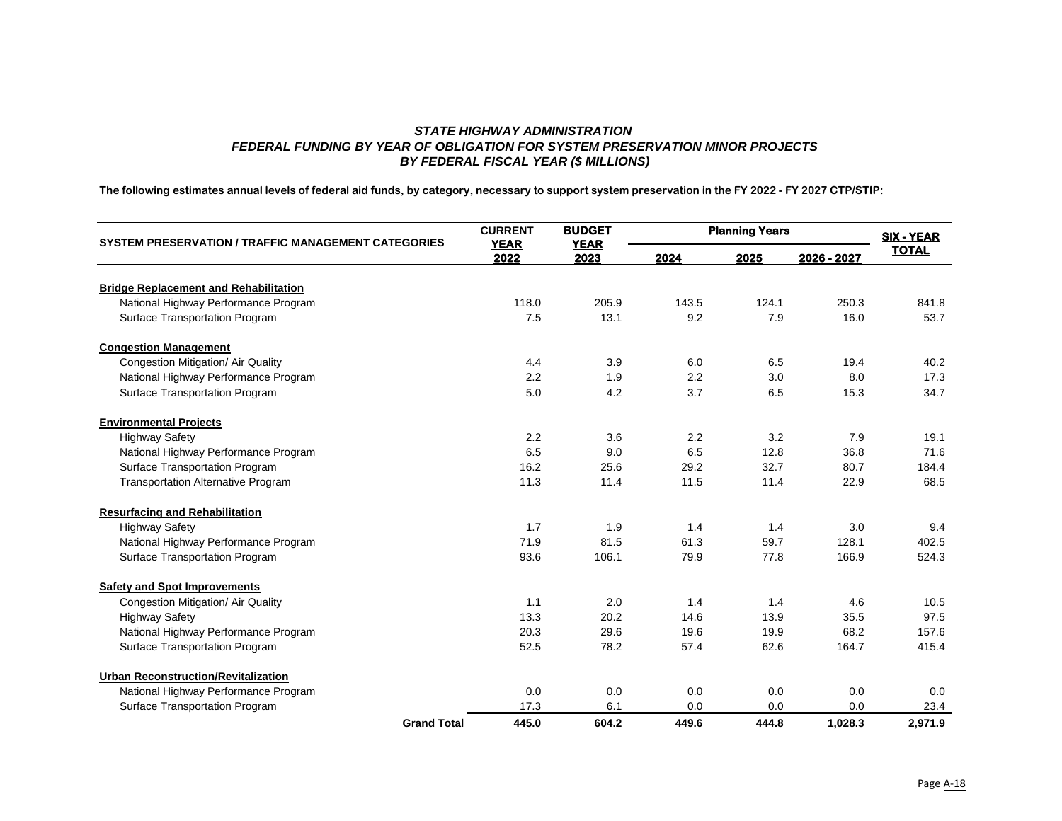### *STATE HIGHWAY ADMINISTRATION*
### *FEDERAL FUNDING BY YEAR OF OBLIGATION FOR SYSTEM PRESERVATION MINOR PROJECTS*
### *BY FEDERAL FISCAL YEAR ($ MILLIONS)*

**The following estimates annual levels of federal aid funds, by category, necessary to support system preservation in the FY 2022 - FY 2027 CTP/STIP:**

| SYSTEM PRESERVATION / TRAFFIC MANAGEMENT CATEGORIES | CURRENT YEAR 2022 | BUDGET YEAR 2023 | Planning Years 2024 | 2025 | 2026 - 2027 | SIX - YEAR TOTAL |
|---|---|---|---|---|---|---|
| **Bridge Replacement and Rehabilitation** | | | | | | |
| National Highway Performance Program | 118.0 | 205.9 | 143.5 | 124.1 | 250.3 | 841.8 |
| Surface Transportation Program | 7.5 | 13.1 | 9.2 | 7.9 | 16.0 | 53.7 |
| **Congestion Management** | | | | | | |
| Congestion Mitigation/ Air Quality | 4.4 | 3.9 | 6.0 | 6.5 | 19.4 | 40.2 |
| National Highway Performance Program | 2.2 | 1.9 | 2.2 | 3.0 | 8.0 | 17.3 |
| Surface Transportation Program | 5.0 | 4.2 | 3.7 | 6.5 | 15.3 | 34.7 |
| **Environmental Projects** | | | | | | |
| Highway Safety | 2.2 | 3.6 | 2.2 | 3.2 | 7.9 | 19.1 |
| National Highway Performance Program | 6.5 | 9.0 | 6.5 | 12.8 | 36.8 | 71.6 |
| Surface Transportation Program | 16.2 | 25.6 | 29.2 | 32.7 | 80.7 | 184.4 |
| Transportation Alternative Program | 11.3 | 11.4 | 11.5 | 11.4 | 22.9 | 68.5 |
| **Resurfacing and Rehabilitation** | | | | | | |
| Highway Safety | 1.7 | 1.9 | 1.4 | 1.4 | 3.0 | 9.4 |
| National Highway Performance Program | 71.9 | 81.5 | 61.3 | 59.7 | 128.1 | 402.5 |
| Surface Transportation Program | 93.6 | 106.1 | 79.9 | 77.8 | 166.9 | 524.3 |
| **Safety and Spot Improvements** | | | | | | |
| Congestion Mitigation/ Air Quality | 1.1 | 2.0 | 1.4 | 1.4 | 4.6 | 10.5 |
| Highway Safety | 13.3 | 20.2 | 14.6 | 13.9 | 35.5 | 97.5 |
| National Highway Performance Program | 20.3 | 29.6 | 19.6 | 19.9 | 68.2 | 157.6 |
| Surface Transportation Program | 52.5 | 78.2 | 57.4 | 62.6 | 164.7 | 415.4 |
| **Urban Reconstruction/Revitalization** | | | | | | |
| National Highway Performance Program | 0.0 | 0.0 | 0.0 | 0.0 | 0.0 | 0.0 |
| Surface Transportation Program | 17.3 | 6.1 | 0.0 | 0.0 | 0.0 | 23.4 |
| **Grand Total** | **445.0** | **604.2** | **449.6** | **444.8** | **1,028.3** | **2,971.9** |